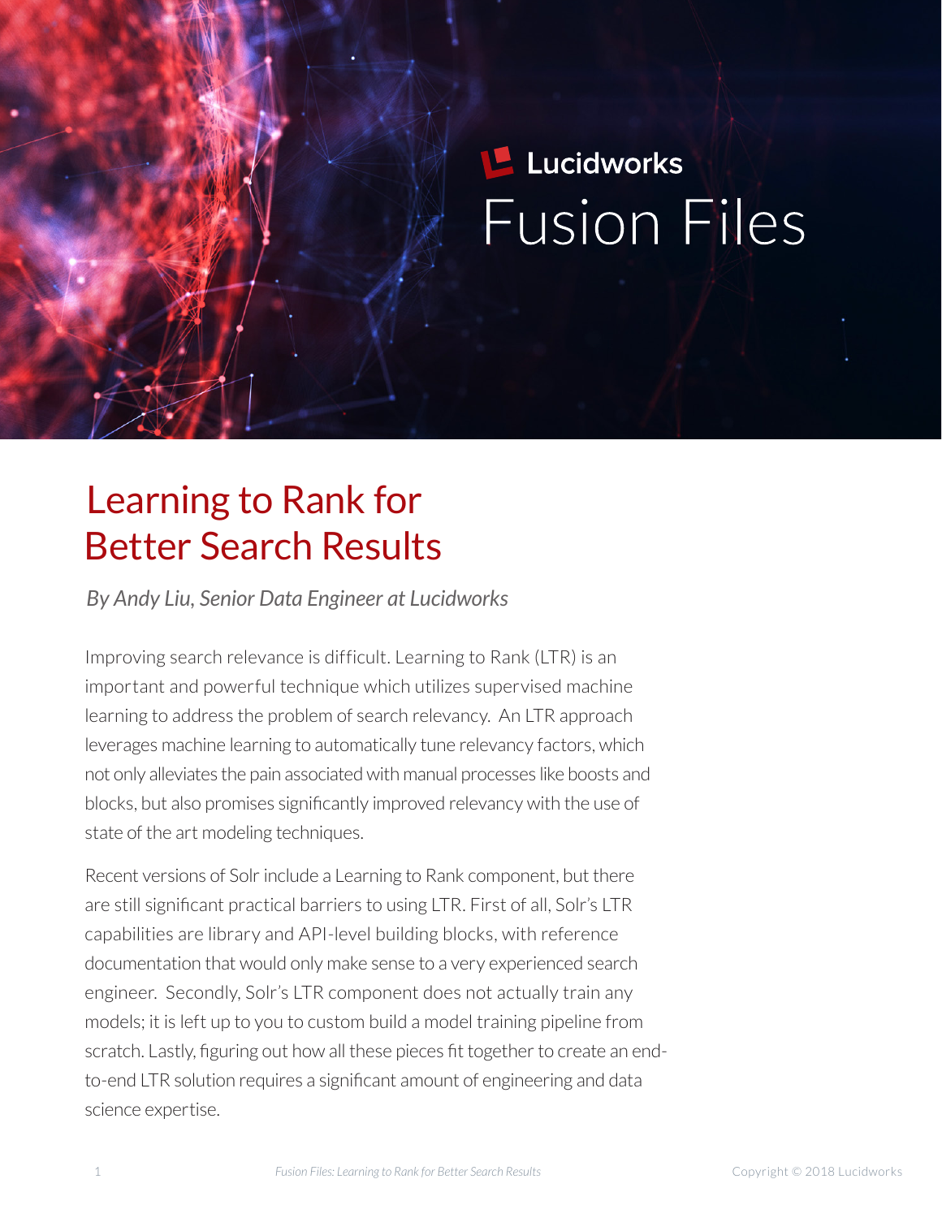# Lucidworks Fusion Files

## Learning to Rank for Better Search Results

*By Andy Liu, Senior Data Engineer at Lucidworks*

Improving search relevance is difficult. Learning to Rank (LTR) is an important and powerful technique which utilizes supervised machine learning to address the problem of search relevancy. An LTR approach leverages machine learning to automatically tune relevancy factors, which not only alleviates the pain associated with manual processes like boosts and blocks, but also promises significantly improved relevancy with the use of state of the art modeling techniques.

Recent versions of Solr include a Learning to Rank component, but there are still significant practical barriers to using LTR. First of all, Solr's LTR capabilities are library and API-level building blocks, with reference documentation that would only make sense to a very experienced search engineer. Secondly, Solr's LTR component does not actually train any models; it is left up to you to custom build a model training pipeline from scratch. Lastly, figuring out how all these pieces fit together to create an end-to-end LTR solution requires a significant amount of engineering and data science expertise.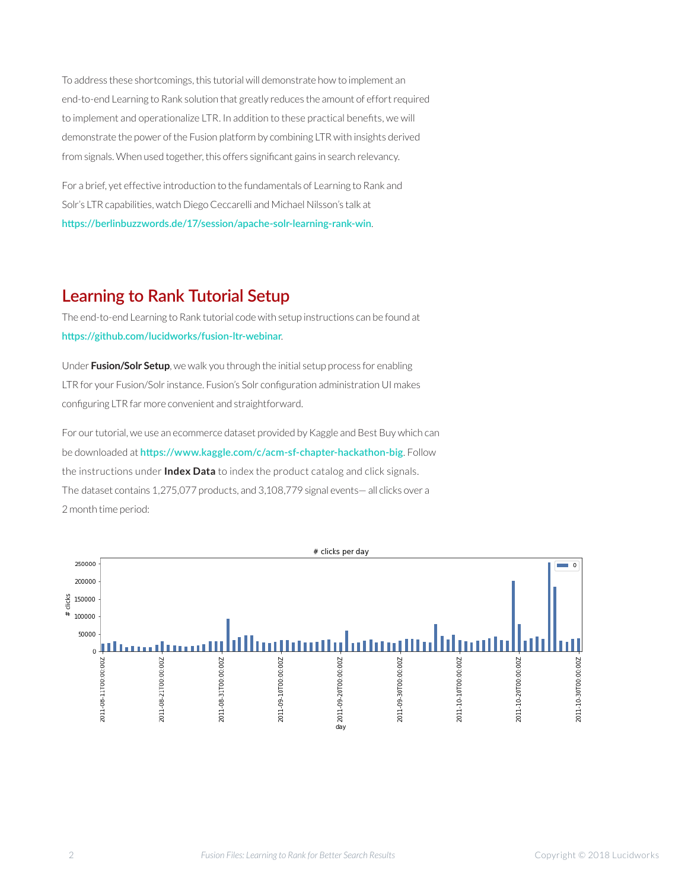To address these shortcomings, this tutorial will demonstrate how to implement an end-to-end Learning to Rank solution that greatly reduces the amount of effort required to implement and operationalize LTR. In addition to these practical benefits, we will demonstrate the power of the Fusion platform by combining LTR with insights derived from signals. When used together, this offers significant gains in search relevancy.

For a brief, yet effective introduction to the fundamentals of Learning to Rank and Solr's LTR capabilities, watch Diego Ceccarelli and Michael Nilsson's talk at **https://berlinbuzzwords.de/17/session/apache-solr-learning-rank-win**.

## Learning to Rank Tutorial Setup

The end-to-end Learning to Rank tutorial code with setup instructions can be found at **https://github.com/lucidworks/fusion-ltr-webinar**.

Under **Fusion/Solr Setup**, we walk you through the initial setup process for enabling LTR for your Fusion/Solr instance. Fusion's Solr configuration administration UI makes configuring LTR far more convenient and straightforward.

For our tutorial, we use an ecommerce dataset provided by Kaggle and Best Buy which can be downloaded at **https://www.kaggle.com/c/acm-sf-chapter-hackathon-big**. Follow the instructions under **Index Data** to index the product catalog and click signals. The dataset contains 1,275,077 products, and 3,108,779 signal events— all clicks over a 2 month time period: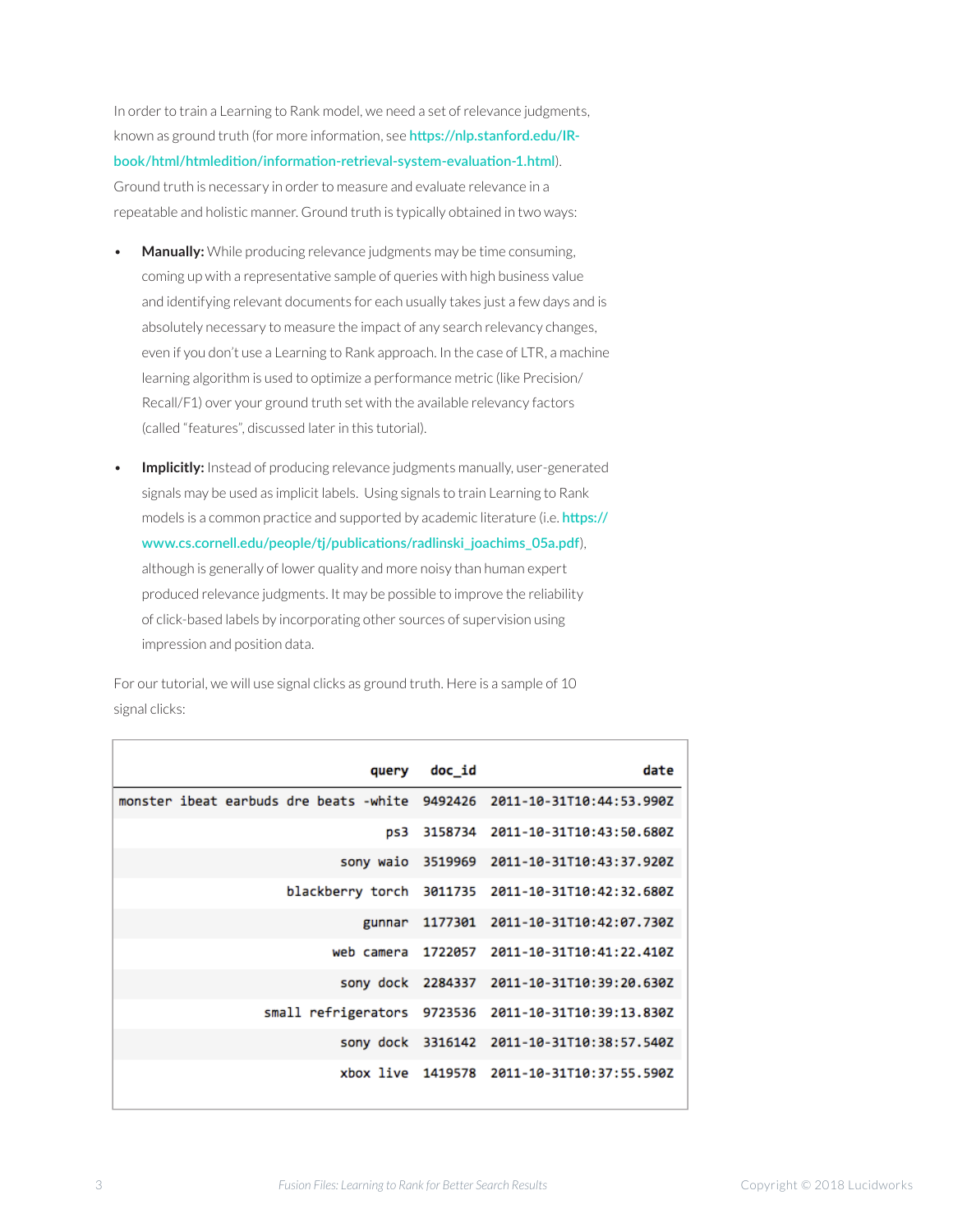In order to train a Learning to Rank model, we need a set of relevance judgments, known as ground truth (for more information, see https://nlp.stanford.edu/IR-book/html/htmledition/information-retrieval-system-evaluation-1.html). Ground truth is necessary in order to measure and evaluate relevance in a repeatable and holistic manner. Ground truth is typically obtained in two ways:

- **Manually:** While producing relevance judgments may be time consuming, coming up with a representative sample of queries with high business value and identifying relevant documents for each usually takes just a few days and is absolutely necessary to measure the impact of any search relevancy changes, even if you don't use a Learning to Rank approach. In the case of LTR, a machine learning algorithm is used to optimize a performance metric (like Precision/Recall/F1) over your ground truth set with the available relevancy factors (called "features", discussed later in this tutorial).

- **Implicitly:** Instead of producing relevance judgments manually, user-generated signals may be used as implicit labels. Using signals to train Learning to Rank models is a common practice and supported by academic literature (i.e. https://www.cs.cornell.edu/people/tj/publications/radlinski_joachims_05a.pdf), although is generally of lower quality and more noisy than human expert produced relevance judgments. It may be possible to improve the reliability of click-based labels by incorporating other sources of supervision using impression and position data.

For our tutorial, we will use signal clicks as ground truth. Here is a sample of 10 signal clicks:

| query | doc_id | date |
|---:|---:|---:|
| monster ibeat earbuds dre beats -white | 9492426 | 2011-10-31T10:44:53.990Z |
| ps3 | 3158734 | 2011-10-31T10:43:50.680Z |
| sony waio | 3519969 | 2011-10-31T10:43:37.920Z |
| blackberry torch | 3011735 | 2011-10-31T10:42:32.680Z |
| gunnar | 1177301 | 2011-10-31T10:42:07.730Z |
| web camera | 1722057 | 2011-10-31T10:41:22.410Z |
| sony dock | 2284337 | 2011-10-31T10:39:20.630Z |
| small refrigerators | 9723536 | 2011-10-31T10:39:13.830Z |
| sony dock | 3316142 | 2011-10-31T10:38:57.540Z |
| xbox live | 1419578 | 2011-10-31T10:37:55.590Z |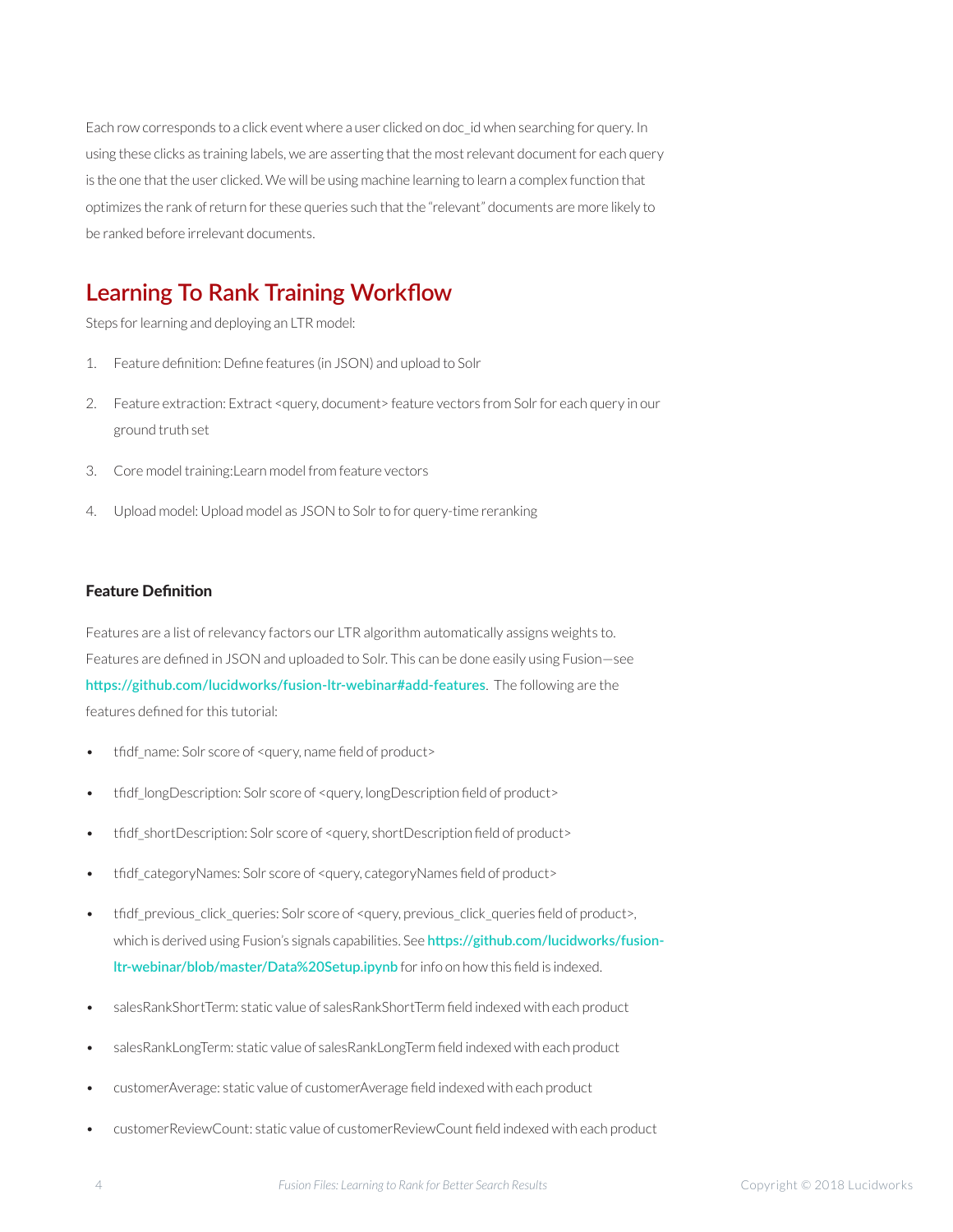Each row corresponds to a click event where a user clicked on doc_id when searching for query. In using these clicks as training labels, we are asserting that the most relevant document for each query is the one that the user clicked. We will be using machine learning to learn a complex function that optimizes the rank of return for these queries such that the "relevant" documents are more likely to be ranked before irrelevant documents.

## Learning To Rank Training Workflow

Steps for learning and deploying an LTR model:

1. Feature definition: Define features (in JSON) and upload to Solr
2. Feature extraction: Extract <query, document> feature vectors from Solr for each query in our ground truth set
3. Core model training:Learn model from feature vectors
4. Upload model: Upload model as JSON to Solr to for query-time reranking

### Feature Definition

Features are a list of relevancy factors our LTR algorithm automatically assigns weights to. Features are defined in JSON and uploaded to Solr. This can be done easily using Fusion—see **https://github.com/lucidworks/fusion-ltr-webinar#add-features**. The following are the features defined for this tutorial:

- tfidf_name: Solr score of <query, name field of product>
- tfidf_longDescription: Solr score of <query, longDescription field of product>
- tfidf_shortDescription: Solr score of <query, shortDescription field of product>
- tfidf_categoryNames: Solr score of <query, categoryNames field of product>
- tfidf_previous_click_queries: Solr score of <query, previous_click_queries field of product>, which is derived using Fusion's signals capabilities. See **https://github.com/lucidworks/fusion-ltr-webinar/blob/master/Data%20Setup.ipynb** for info on how this field is indexed.
- salesRankShortTerm: static value of salesRankShortTerm field indexed with each product
- salesRankLongTerm: static value of salesRankLongTerm field indexed with each product
- customerAverage: static value of customerAverage field indexed with each product
- customerReviewCount: static value of customerReviewCount field indexed with each product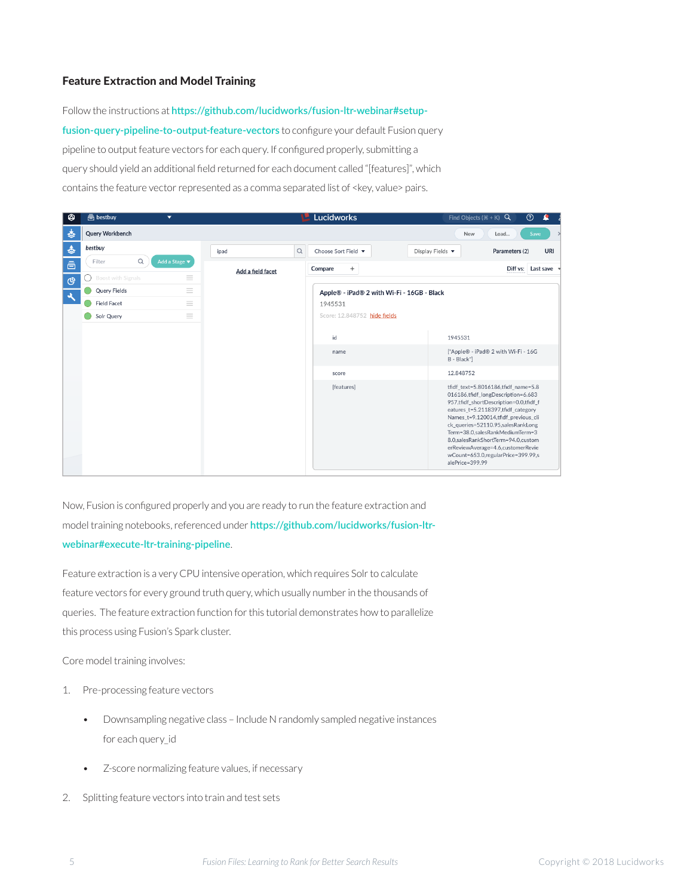### Feature Extraction and Model Training

Follow the instructions at https://github.com/lucidworks/fusion-ltr-webinar#setup-fusion-query-pipeline-to-output-feature-vectors to configure your default Fusion query pipeline to output feature vectors for each query. If configured properly, submitting a query should yield an additional field returned for each document called "[features]", which contains the feature vector represented as a comma separated list of <key, value> pairs.

Now, Fusion is configured properly and you are ready to run the feature extraction and model training notebooks, referenced under https://github.com/lucidworks/fusion-ltr-webinar#execute-ltr-training-pipeline.

Feature extraction is a very CPU intensive operation, which requires Solr to calculate feature vectors for every ground truth query, which usually number in the thousands of queries. The feature extraction function for this tutorial demonstrates how to parallelize this process using Fusion's Spark cluster.

Core model training involves:

1. Pre-processing feature vectors
   - Downsampling negative class – Include N randomly sampled negative instances for each query_id
   - Z-score normalizing feature values, if necessary
2. Splitting feature vectors into train and test sets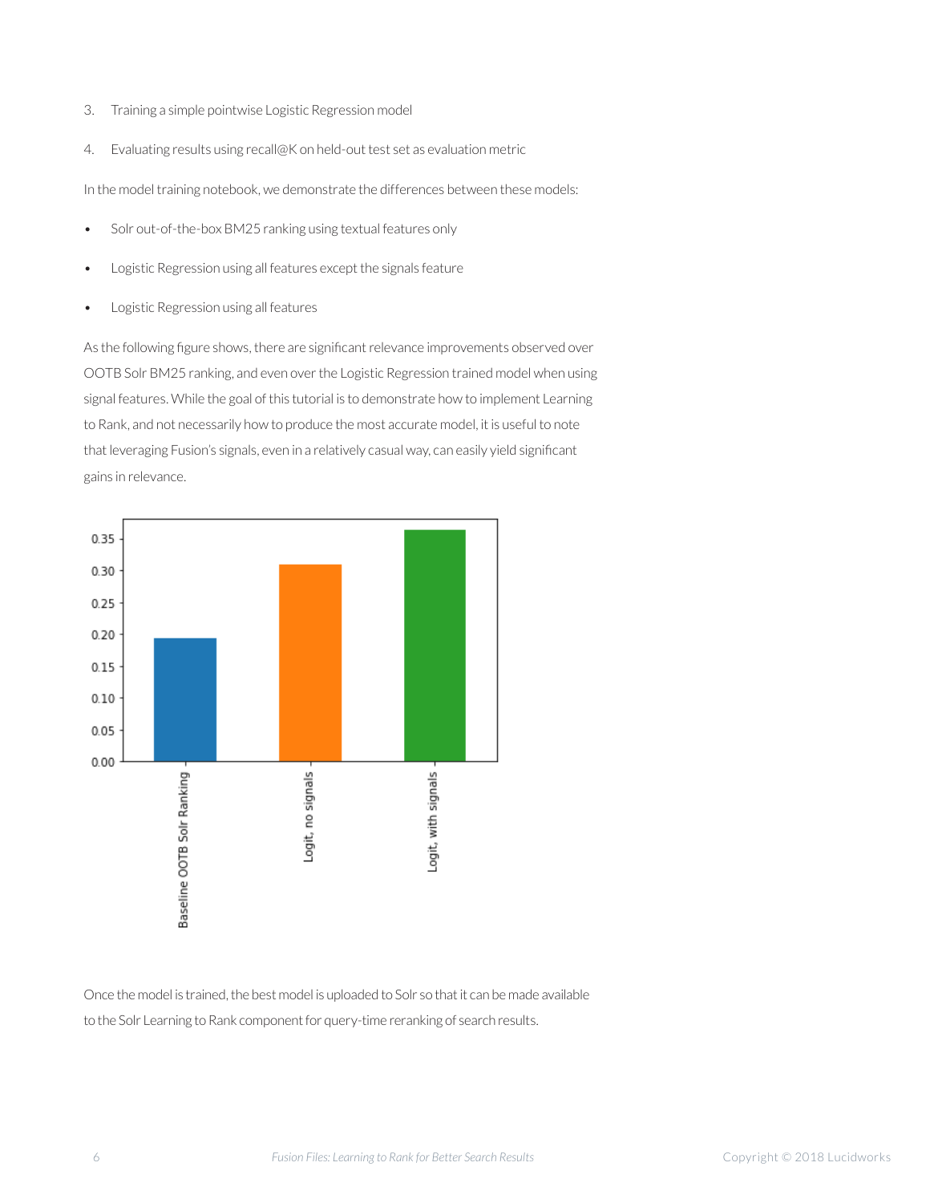3. Training a simple pointwise Logistic Regression model

4. Evaluating results using recall@K on held-out test set as evaluation metric

In the model training notebook, we demonstrate the differences between these models:

- Solr out-of-the-box BM25 ranking using textual features only
- Logistic Regression using all features except the signals feature
- Logistic Regression using all features

As the following figure shows, there are significant relevance improvements observed over OOTB Solr BM25 ranking, and even over the Logistic Regression trained model when using signal features. While the goal of this tutorial is to demonstrate how to implement Learning to Rank, and not necessarily how to produce the most accurate model, it is useful to note that leveraging Fusion's signals, even in a relatively casual way, can easily yield significant gains in relevance.

Once the model is trained, the best model is uploaded to Solr so that it can be made available to the Solr Learning to Rank component for query-time reranking of search results.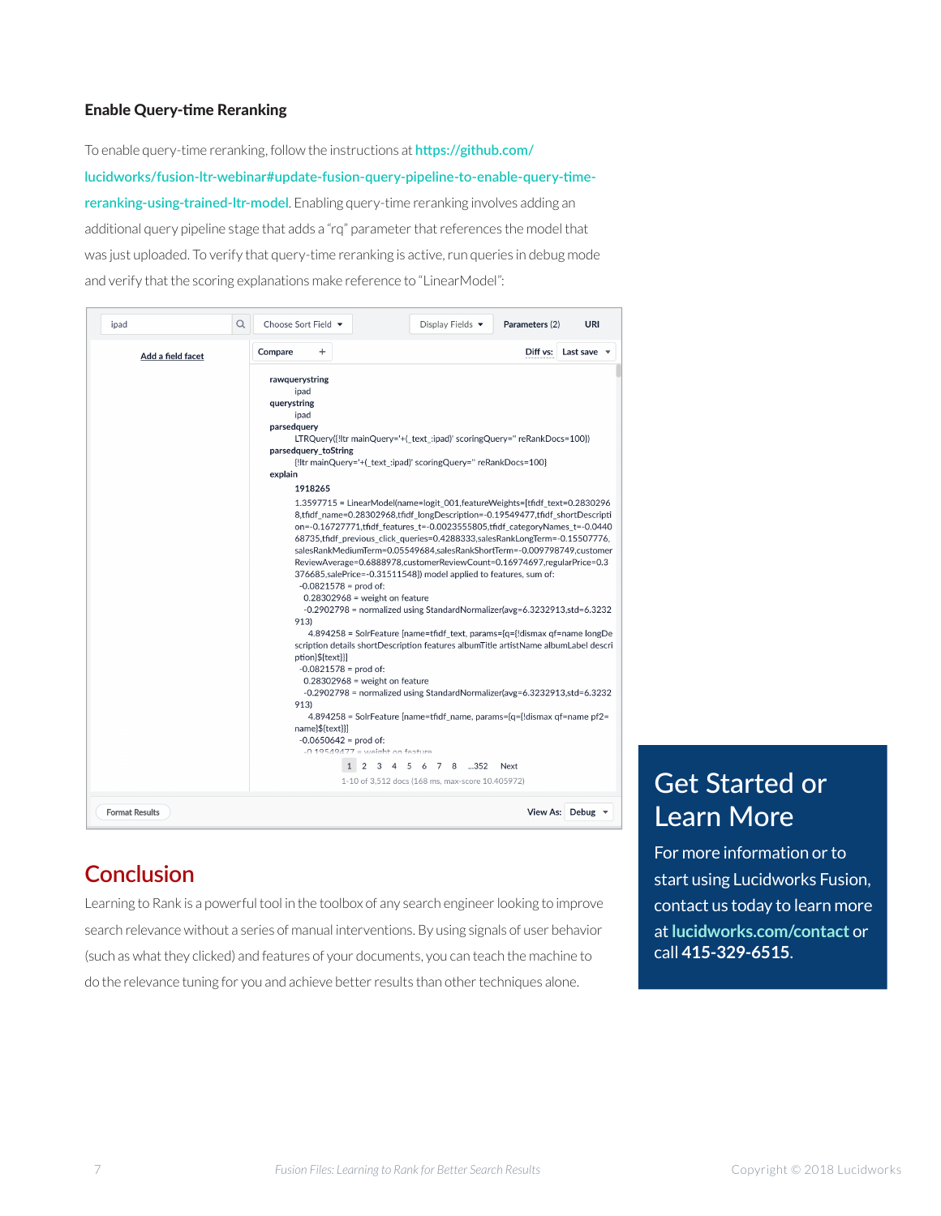### Enable Query-time Reranking

To enable query-time reranking, follow the instructions at https://github.com/lucidworks/fusion-ltr-webinar#update-fusion-query-pipeline-to-enable-query-time-reranking-using-trained-ltr-model. Enabling query-time reranking involves adding an additional query pipeline stage that adds a "rq" parameter that references the model that was just uploaded. To verify that query-time reranking is active, run queries in debug mode and verify that the scoring explanations make reference to "LinearModel":

```
ipad | Choose Sort Field | Display Fields | Parameters (2) | URI
Add a field facet | Compare + | Diff vs: Last save

rawquerystring
    ipad
querystring
    ipad
parsedquery
    LTRQuery({!ltr mainQuery='+(_text_:ipad)' scoringQuery='' reRankDocs=100})
parsedquery_toString
    {!ltr mainQuery='+(_text_:ipad)' scoringQuery='' reRankDocs=100}
explain
    1918265
    1.3597715 = LinearModel(name=logit_001,featureWeights=[tfidf_text=0.28302968,tfidf_name=0.28302968,tfidf_longDescription=-0.19549477,tfidf_shortDescription=-0.16727771,tfidf_features_t=-0.0023555805,tfidf_categoryNames_t=-0.044068735,tfidf_previous_click_queries=0.4288333,salesRankLongTerm=-0.15507776,salesRankMediumTerm=0.05549684,salesRankShortTerm=-0.009798749,customerReviewAverage=0.6888978,customerReviewCount=0.16974697,regularPrice=0.3376685,salePrice=-0.31511548]) model applied to features, sum of:
      -0.0821578 = prod of:
        0.28302968 = weight on feature
        -0.2902798 = normalized using StandardNormalizer(avg=6.3232913,std=6.3232913)
          4.894258 = SolrFeature [name=tfidf_text, params={q={!dismax qf=name longDescription details shortDescription features albumTitle artistName albumLabel description}${text}}]
      -0.0821578 = prod of:
        0.28302968 = weight on feature
        -0.2902798 = normalized using StandardNormalizer(avg=6.3232913,std=6.3232913)
          4.894258 = SolrFeature [name=tfidf_name, params={q={!dismax qf=name pf2=name}${text}}]
      -0.0650642 = prod of:
        -0.19549477 = weight on feature

1 2 3 4 5 6 7 8 ...352 Next
1-10 of 3,512 docs (168 ms, max-score 10.405972)

Format Results | View As: Debug
```

## Conclusion

Learning to Rank is a powerful tool in the toolbox of any search engineer looking to improve search relevance without a series of manual interventions. By using signals of user behavior (such as what they clicked) and features of your documents, you can teach the machine to do the relevance tuning for you and achieve better results than other techniques alone.

## Get Started or Learn More

For more information or to start using Lucidworks Fusion, contact us today to learn more at **lucidworks.com/contact** or call **415-329-6515**.